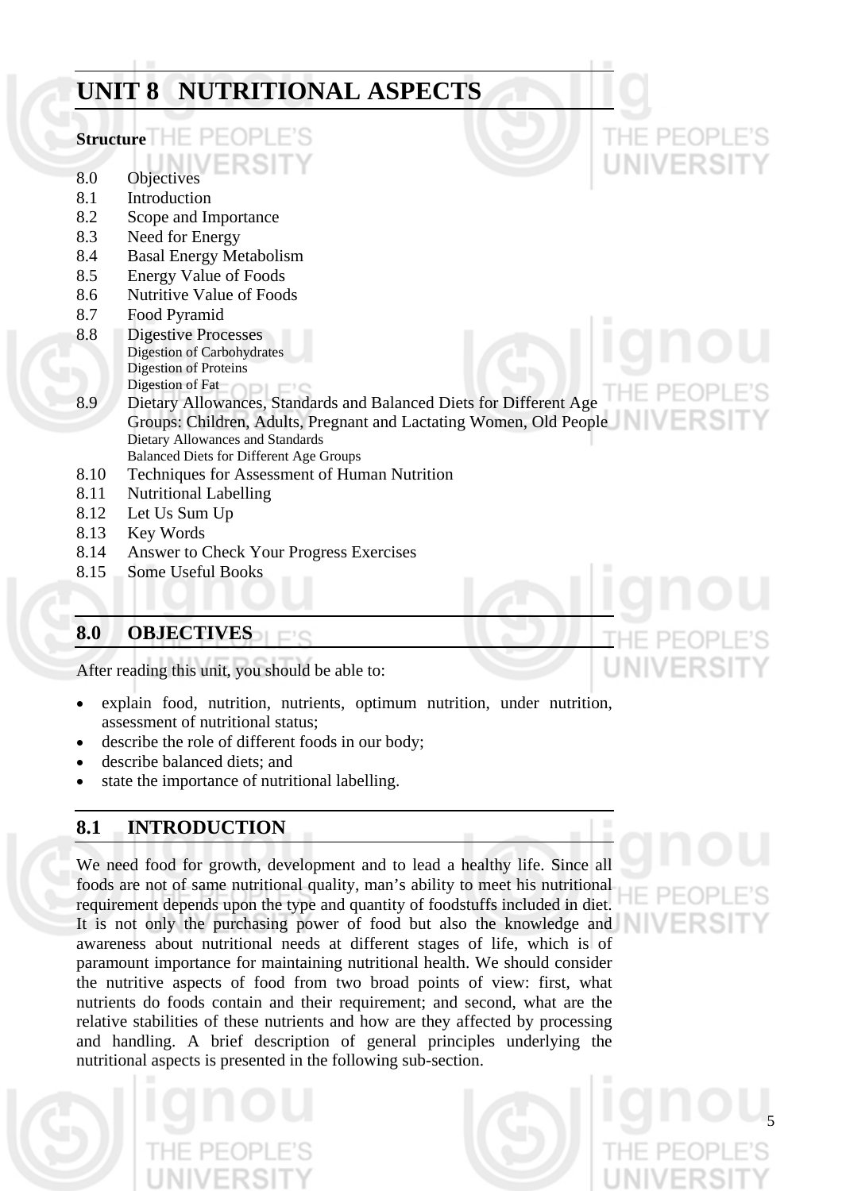# UNIT 8 NUTRITIONAL ASPECTS

**Structure**

8.0 Objectives
8.1 Introduction
8.2 Scope and Importance
8.3 Need for Energy
8.4 Basal Energy Metabolism
8.5 Energy Value of Foods
8.6 Nutritive Value of Foods
8.7 Food Pyramid
8.8 Digestive Processes
  Digestion of Carbohydrates
  Digestion of Proteins
  Digestion of Fat
8.9 Dietary Allowances, Standards and Balanced Diets for Different Age Groups: Children, Adults, Pregnant and Lactating Women, Old People
  Dietary Allowances and Standards
  Balanced Diets for Different Age Groups
8.10 Techniques for Assessment of Human Nutrition
8.11 Nutritional Labelling
8.12 Let Us Sum Up
8.13 Key Words
8.14 Answer to Check Your Progress Exercises
8.15 Some Useful Books

## 8.0 OBJECTIVES

After reading this unit, you should be able to:

- explain food, nutrition, nutrients, optimum nutrition, under nutrition, assessment of nutritional status;
- describe the role of different foods in our body;
- describe balanced diets; and
- state the importance of nutritional labelling.

## 8.1 INTRODUCTION

We need food for growth, development and to lead a healthy life. Since all foods are not of same nutritional quality, man's ability to meet his nutritional requirement depends upon the type and quantity of foodstuffs included in diet. It is not only the purchasing power of food but also the knowledge and awareness about nutritional needs at different stages of life, which is of paramount importance for maintaining nutritional health. We should consider the nutritive aspects of food from two broad points of view: first, what nutrients do foods contain and their requirement; and second, what are the relative stabilities of these nutrients and how are they affected by processing and handling. A brief description of general principles underlying the nutritional aspects is presented in the following sub-section.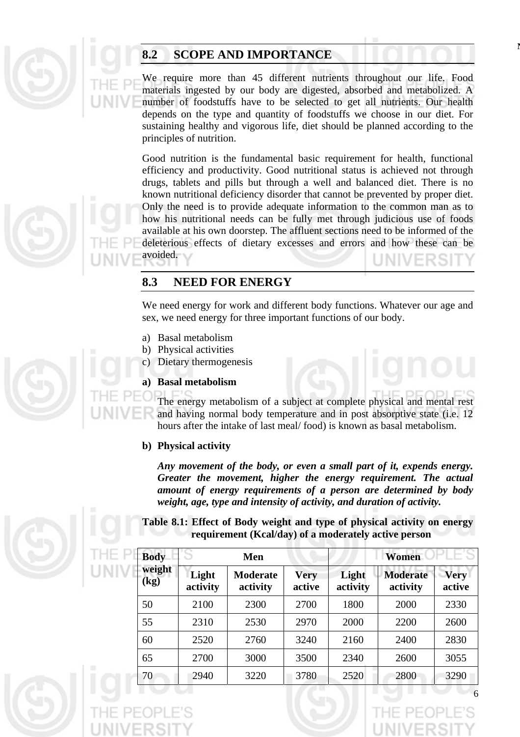## 8.2 SCOPE AND IMPORTANCE

We require more than 45 different nutrients throughout our life. Food materials ingested by our body are digested, absorbed and metabolized. A number of foodstuffs have to be selected to get all nutrients. Our health depends on the type and quantity of foodstuffs we choose in our diet. For sustaining healthy and vigorous life, diet should be planned according to the principles of nutrition.

Good nutrition is the fundamental basic requirement for health, functional efficiency and productivity. Good nutritional status is achieved not through drugs, tablets and pills but through a well and balanced diet. There is no known nutritional deficiency disorder that cannot be prevented by proper diet. Only the need is to provide adequate information to the common man as to how his nutritional needs can be fully met through judicious use of foods available at his own doorstep. The affluent sections need to be informed of the deleterious effects of dietary excesses and errors and how these can be avoided.

## 8.3 NEED FOR ENERGY

We need energy for work and different body functions. Whatever our age and sex, we need energy for three important functions of our body.

a) Basal metabolism
b) Physical activities
c) Dietary thermogenesis

**a) Basal metabolism**

The energy metabolism of a subject at complete physical and mental rest and having normal body temperature and in post absorptive state (i.e. 12 hours after the intake of last meal/ food) is known as basal metabolism.

**b) Physical activity**

***Any movement of the body, or even a small part of it, expends energy. Greater the movement, higher the energy requirement. The actual amount of energy requirements of a person are determined by body weight, age, type and intensity of activity, and duration of activity.***

**Table 8.1: Effect of Body weight and type of physical activity on energy requirement (Kcal/day) of a moderately active person**

| Body weight (kg) | Men | | | Women | | |
|---|---|---|---|---|---|---|
| | Light activity | Moderate activity | Very active | Light activity | Moderate activity | Very active |
| 50 | 2100 | 2300 | 2700 | 1800 | 2000 | 2330 |
| 55 | 2310 | 2530 | 2970 | 2000 | 2200 | 2600 |
| 60 | 2520 | 2760 | 3240 | 2160 | 2400 | 2830 |
| 65 | 2700 | 3000 | 3500 | 2340 | 2600 | 3055 |
| 70 | 2940 | 3220 | 3780 | 2520 | 2800 | 3290 |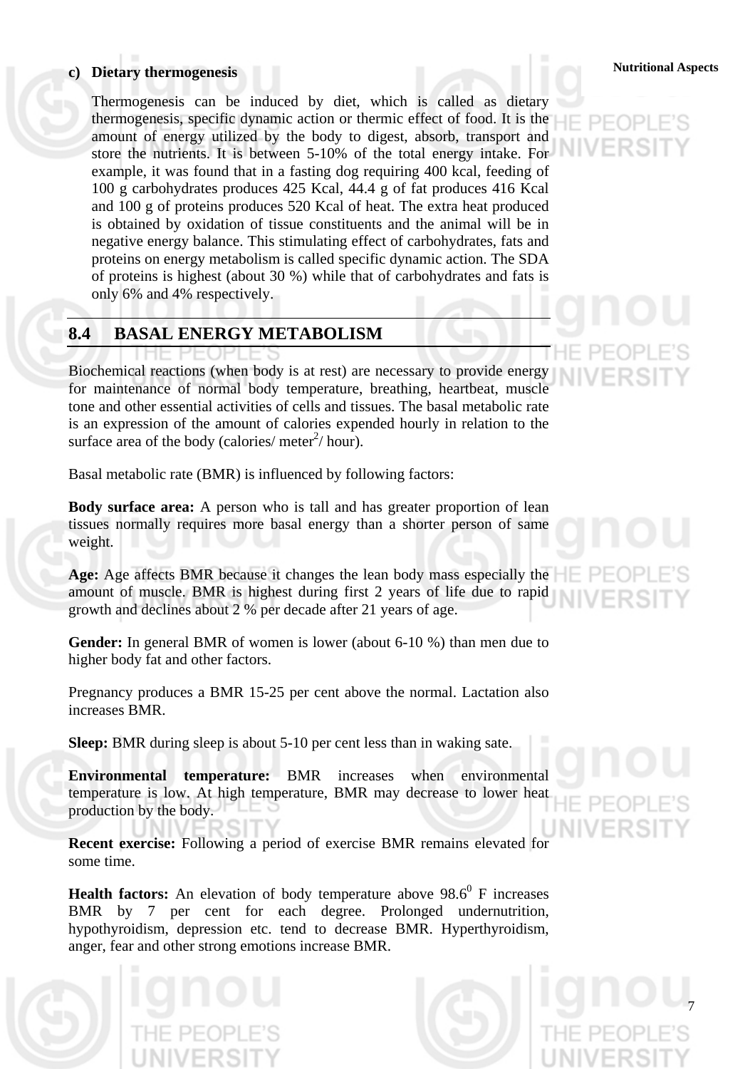### c) Dietary thermogenesis

Thermogenesis can be induced by diet, which is called as dietary thermogenesis, specific dynamic action or thermic effect of food. It is the amount of energy utilized by the body to digest, absorb, transport and store the nutrients. It is between 5-10% of the total energy intake. For example, it was found that in a fasting dog requiring 400 kcal, feeding of 100 g carbohydrates produces 425 Kcal, 44.4 g of fat produces 416 Kcal and 100 g of proteins produces 520 Kcal of heat. The extra heat produced is obtained by oxidation of tissue constituents and the animal will be in negative energy balance. This stimulating effect of carbohydrates, fats and proteins on energy metabolism is called specific dynamic action. The SDA of proteins is highest (about 30 %) while that of carbohydrates and fats is only 6% and 4% respectively.

## 8.4 BASAL ENERGY METABOLISM

Biochemical reactions (when body is at rest) are necessary to provide energy for maintenance of normal body temperature, breathing, heartbeat, muscle tone and other essential activities of cells and tissues. The basal metabolic rate is an expression of the amount of calories expended hourly in relation to the surface area of the body (calories/ meter$^2$/ hour).

Basal metabolic rate (BMR) is influenced by following factors:

**Body surface area:** A person who is tall and has greater proportion of lean tissues normally requires more basal energy than a shorter person of same weight.

**Age:** Age affects BMR because it changes the lean body mass especially the amount of muscle. BMR is highest during first 2 years of life due to rapid growth and declines about 2 % per decade after 21 years of age.

**Gender:** In general BMR of women is lower (about 6-10 %) than men due to higher body fat and other factors.

Pregnancy produces a BMR 15-25 per cent above the normal. Lactation also increases BMR.

**Sleep:** BMR during sleep is about 5-10 per cent less than in waking sate.

**Environmental temperature:** BMR increases when environmental temperature is low. At high temperature, BMR may decrease to lower heat production by the body.

**Recent exercise:** Following a period of exercise BMR remains elevated for some time.

**Health factors:** An elevation of body temperature above 98.6$^0$ F increases BMR by 7 per cent for each degree. Prolonged undernutrition, hypothyroidism, depression etc. tend to decrease BMR. Hyperthyroidism, anger, fear and other strong emotions increase BMR.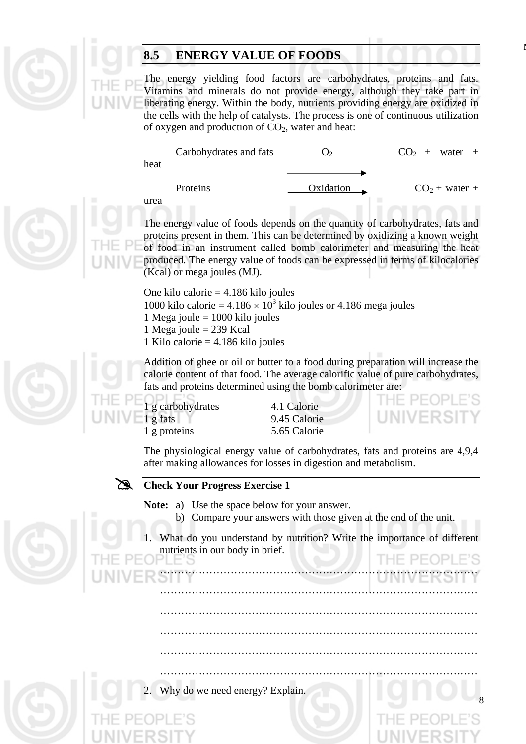## 8.5 ENERGY VALUE OF FOODS

The energy yielding food factors are carbohydrates, proteins and fats. Vitamins and minerals do not provide energy, although they take part in liberating energy. Within the body, nutrients providing energy are oxidized in the cells with the help of catalysts. The process is one of continuous utilization of oxygen and production of $CO_2$, water and heat:

$$\text{Carbohydrates and fats} \xrightarrow{O_2} CO_2 + \text{water} + \text{heat}$$

$$\text{Proteins} \xrightarrow{\text{Oxidation}} CO_2 + \text{water} + \text{urea}$$

The energy value of foods depends on the quantity of carbohydrates, fats and proteins present in them. This can be determined by oxidizing a known weight of food in an instrument called bomb calorimeter and measuring the heat produced. The energy value of foods can be expressed in terms of kilocalories (Kcal) or mega joules (MJ).

One kilo calorie = 4.186 kilo joules
1000 kilo calorie = $4.186 \times 10^3$ kilo joules or 4.186 mega joules
1 Mega joule = 1000 kilo joules
1 Mega joule = 239 Kcal
1 Kilo calorie = 4.186 kilo joules

Addition of ghee or oil or butter to a food during preparation will increase the calorie content of that food. The average calorific value of pure carbohydrates, fats and proteins determined using the bomb calorimeter are:

| | |
|---|---|
| 1 g carbohydrates | 4.1 Calorie |
| 1 g fats | 9.45 Calorie |
| 1 g proteins | 5.65 Calorie |

The physiological energy value of carbohydrates, fats and proteins are 4,9,4 after making allowances for losses in digestion and metabolism.

### Check Your Progress Exercise 1

**Note:** a) Use the space below for your answer.
b) Compare your answers with those given at the end of the unit.

1. What do you understand by nutrition? Write the importance of different nutrients in our body in brief.

……………………………………………………………………………………
……………………………………………………………………………………
……………………………………………………………………………………
……………………………………………………………………………………
……………………………………………………………………………………
……………………………………………………………………………………

2. Why do we need energy? Explain.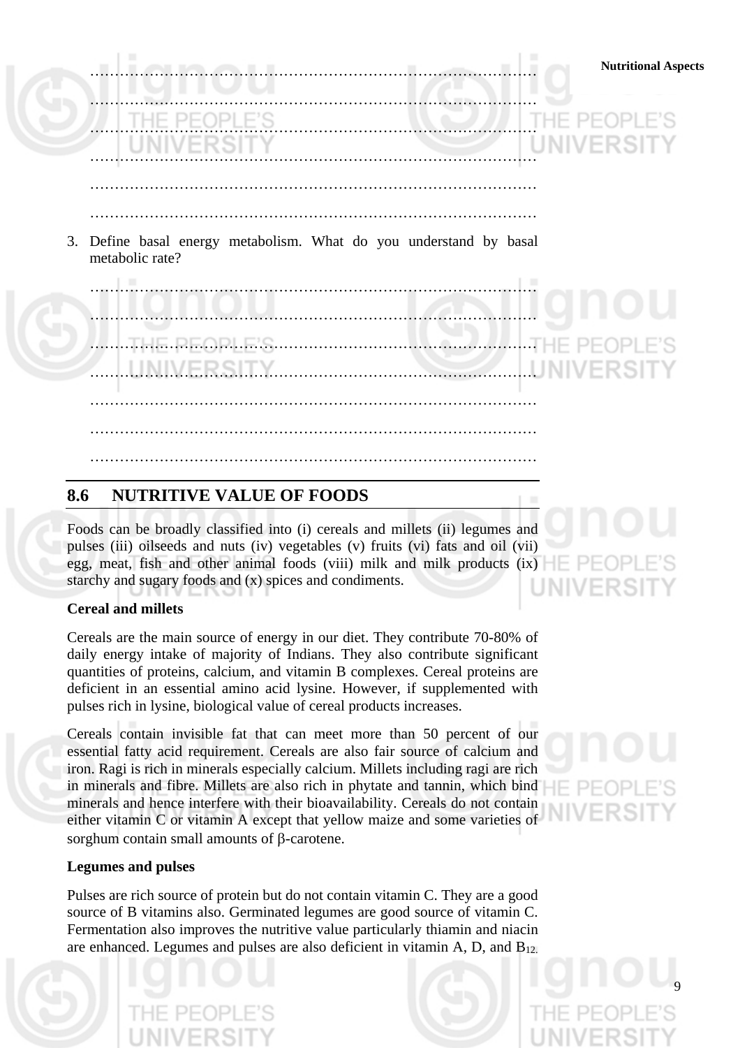…………………………………………………………………………………

…………………………………………………………………………………

…………………………………………………………………………………

…………………………………………………………………………………

…………………………………………………………………………………

…………………………………………………………………………………

3. Define basal energy metabolism. What do you understand by basal metabolic rate?

…………………………………………………………………………………

…………………………………………………………………………………

…………………………………………………………………………………

…………………………………………………………………………………

…………………………………………………………………………………

…………………………………………………………………………………

…………………………………………………………………………………

## 8.6 NUTRITIVE VALUE OF FOODS

Foods can be broadly classified into (i) cereals and millets (ii) legumes and pulses (iii) oilseeds and nuts (iv) vegetables (v) fruits (vi) fats and oil (vii) egg, meat, fish and other animal foods (viii) milk and milk products (ix) starchy and sugary foods and (x) spices and condiments.

**Cereal and millets**

Cereals are the main source of energy in our diet. They contribute 70-80% of daily energy intake of majority of Indians. They also contribute significant quantities of proteins, calcium, and vitamin B complexes. Cereal proteins are deficient in an essential amino acid lysine. However, if supplemented with pulses rich in lysine, biological value of cereal products increases.

Cereals contain invisible fat that can meet more than 50 percent of our essential fatty acid requirement. Cereals are also fair source of calcium and iron. Ragi is rich in minerals especially calcium. Millets including ragi are rich in minerals and fibre. Millets are also rich in phytate and tannin, which bind minerals and hence interfere with their bioavailability. Cereals do not contain either vitamin C or vitamin A except that yellow maize and some varieties of sorghum contain small amounts of $\beta$-carotene.

**Legumes and pulses**

Pulses are rich source of protein but do not contain vitamin C. They are a good source of B vitamins also. Germinated legumes are good source of vitamin C. Fermentation also improves the nutritive value particularly thiamin and niacin are enhanced. Legumes and pulses are also deficient in vitamin A, D, and $B_{12}$.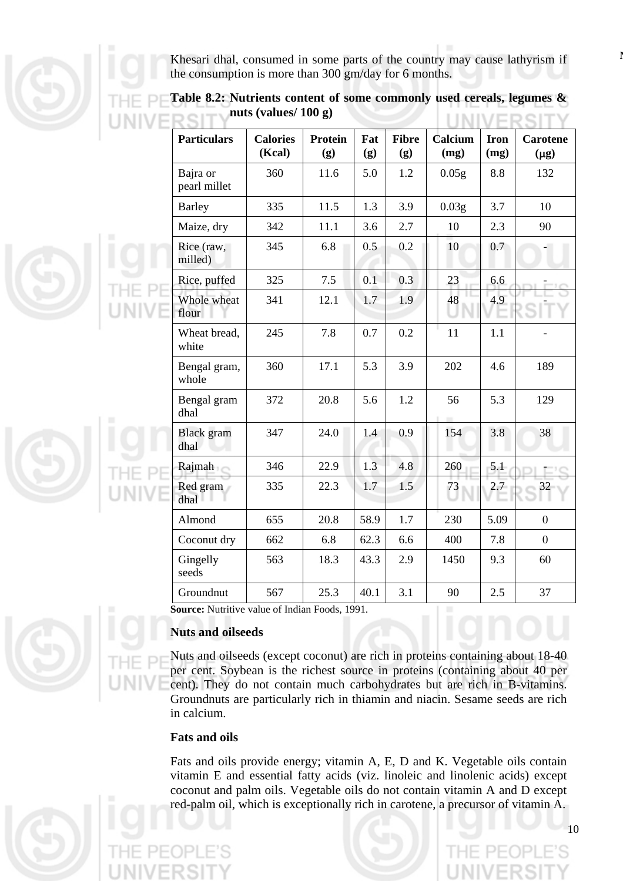Khesari dhal, consumed in some parts of the country may cause lathyrism if the consumption is more than 300 gm/day for 6 months.

**Table 8.2: Nutrients content of some commonly used cereals, legumes & nuts (values/ 100 g)**

| Particulars | Calories (Kcal) | Protein (g) | Fat (g) | Fibre (g) | Calcium (mg) | Iron (mg) | Carotene (μg) |
|---|---|---|---|---|---|---|---|
| Bajra or pearl millet | 360 | 11.6 | 5.0 | 1.2 | 0.05g | 8.8 | 132 |
| Barley | 335 | 11.5 | 1.3 | 3.9 | 0.03g | 3.7 | 10 |
| Maize, dry | 342 | 11.1 | 3.6 | 2.7 | 10 | 2.3 | 90 |
| Rice (raw, milled) | 345 | 6.8 | 0.5 | 0.2 | 10 | 0.7 | - |
| Rice, puffed | 325 | 7.5 | 0.1 | 0.3 | 23 | 6.6 | - |
| Whole wheat flour | 341 | 12.1 | 1.7 | 1.9 | 48 | 4.9 | - |
| Wheat bread, white | 245 | 7.8 | 0.7 | 0.2 | 11 | 1.1 | - |
| Bengal gram, whole | 360 | 17.1 | 5.3 | 3.9 | 202 | 4.6 | 189 |
| Bengal gram dhal | 372 | 20.8 | 5.6 | 1.2 | 56 | 5.3 | 129 |
| Black gram dhal | 347 | 24.0 | 1.4 | 0.9 | 154 | 3.8 | 38 |
| Rajmah | 346 | 22.9 | 1.3 | 4.8 | 260 | 5.1 | - |
| Red gram dhal | 335 | 22.3 | 1.7 | 1.5 | 73 | 2.7 | 32 |
| Almond | 655 | 20.8 | 58.9 | 1.7 | 230 | 5.09 | 0 |
| Coconut dry | 662 | 6.8 | 62.3 | 6.6 | 400 | 7.8 | 0 |
| Gingelly seeds | 563 | 18.3 | 43.3 | 2.9 | 1450 | 9.3 | 60 |
| Groundnut | 567 | 25.3 | 40.1 | 3.1 | 90 | 2.5 | 37 |

**Source:** Nutritive value of Indian Foods, 1991.

### Nuts and oilseeds

Nuts and oilseeds (except coconut) are rich in proteins containing about 18-40 per cent. Soybean is the richest source in proteins (containing about 40 per cent). They do not contain much carbohydrates but are rich in B-vitamins. Groundnuts are particularly rich in thiamin and niacin. Sesame seeds are rich in calcium.

### Fats and oils

Fats and oils provide energy; vitamin A, E, D and K. Vegetable oils contain vitamin E and essential fatty acids (viz. linoleic and linolenic acids) except coconut and palm oils. Vegetable oils do not contain vitamin A and D except red-palm oil, which is exceptionally rich in carotene, a precursor of vitamin A.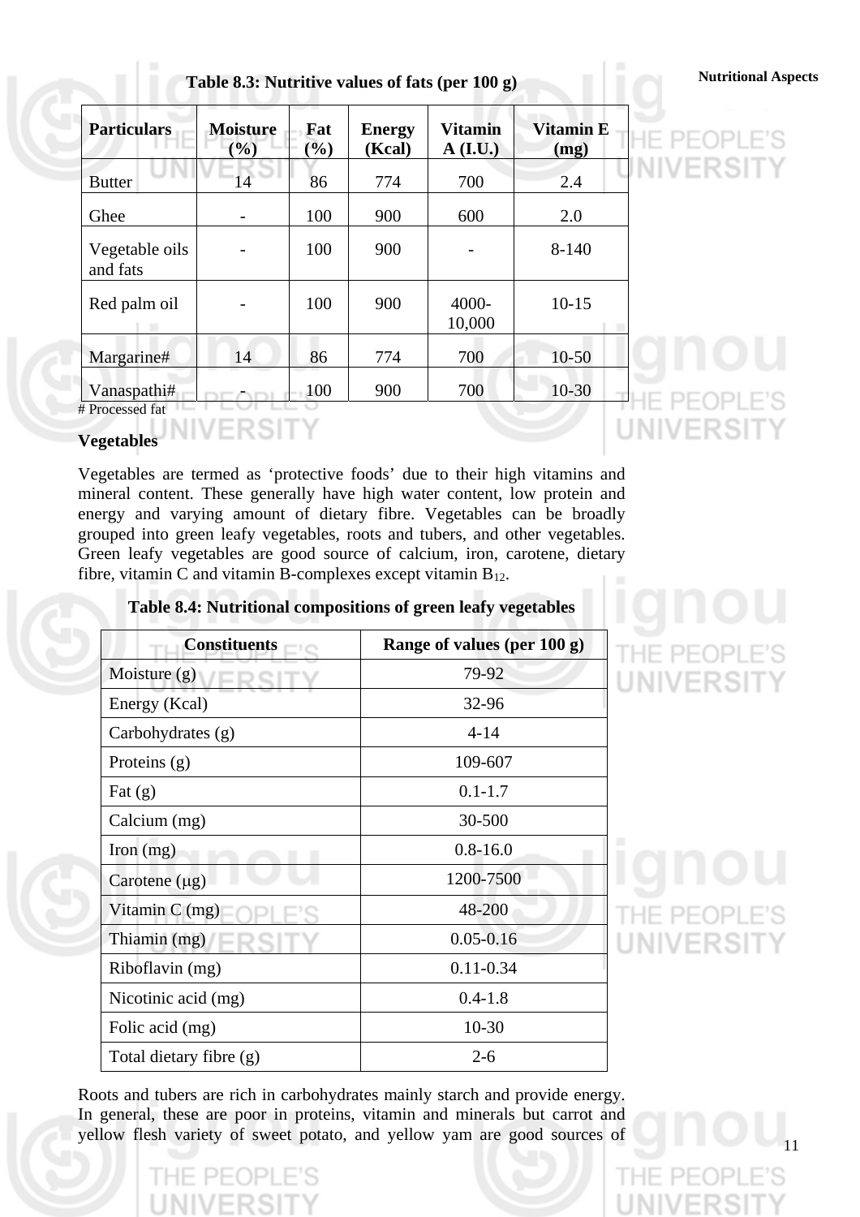**Table 8.3: Nutritive values of fats (per 100 g)**

| Particulars | Moisture (%) | Fat (%) | Energy (Kcal) | Vitamin A (I.U.) | Vitamin E (mg) |
|---|---|---|---|---|---|
| Butter | 14 | 86 | 774 | 700 | 2.4 |
| Ghee | - | 100 | 900 | 600 | 2.0 |
| Vegetable oils and fats | - | 100 | 900 | - | 8-140 |
| Red palm oil | - | 100 | 900 | 4000-10,000 | 10-15 |
| Margarine# | 14 | 86 | 774 | 700 | 10-50 |
| Vanaspathi# | - | 100 | 900 | 700 | 10-30 |

# Processed fat

**Vegetables**

Vegetables are termed as 'protective foods' due to their high vitamins and mineral content. These generally have high water content, low protein and energy and varying amount of dietary fibre. Vegetables can be broadly grouped into green leafy vegetables, roots and tubers, and other vegetables. Green leafy vegetables are good source of calcium, iron, carotene, dietary fibre, vitamin C and vitamin B-complexes except vitamin $B_{12}$.

**Table 8.4: Nutritional compositions of green leafy vegetables**

| Constituents | Range of values (per 100 g) |
|---|---|
| Moisture (g) | 79-92 |
| Energy (Kcal) | 32-96 |
| Carbohydrates (g) | 4-14 |
| Proteins (g) | 109-607 |
| Fat (g) | 0.1-1.7 |
| Calcium (mg) | 30-500 |
| Iron (mg) | 0.8-16.0 |
| Carotene (μg) | 1200-7500 |
| Vitamin C (mg) | 48-200 |
| Thiamin (mg) | 0.05-0.16 |
| Riboflavin (mg) | 0.11-0.34 |
| Nicotinic acid (mg) | 0.4-1.8 |
| Folic acid (mg) | 10-30 |
| Total dietary fibre (g) | 2-6 |

Roots and tubers are rich in carbohydrates mainly starch and provide energy. In general, these are poor in proteins, vitamin and minerals but carrot and yellow flesh variety of sweet potato, and yellow yam are good sources of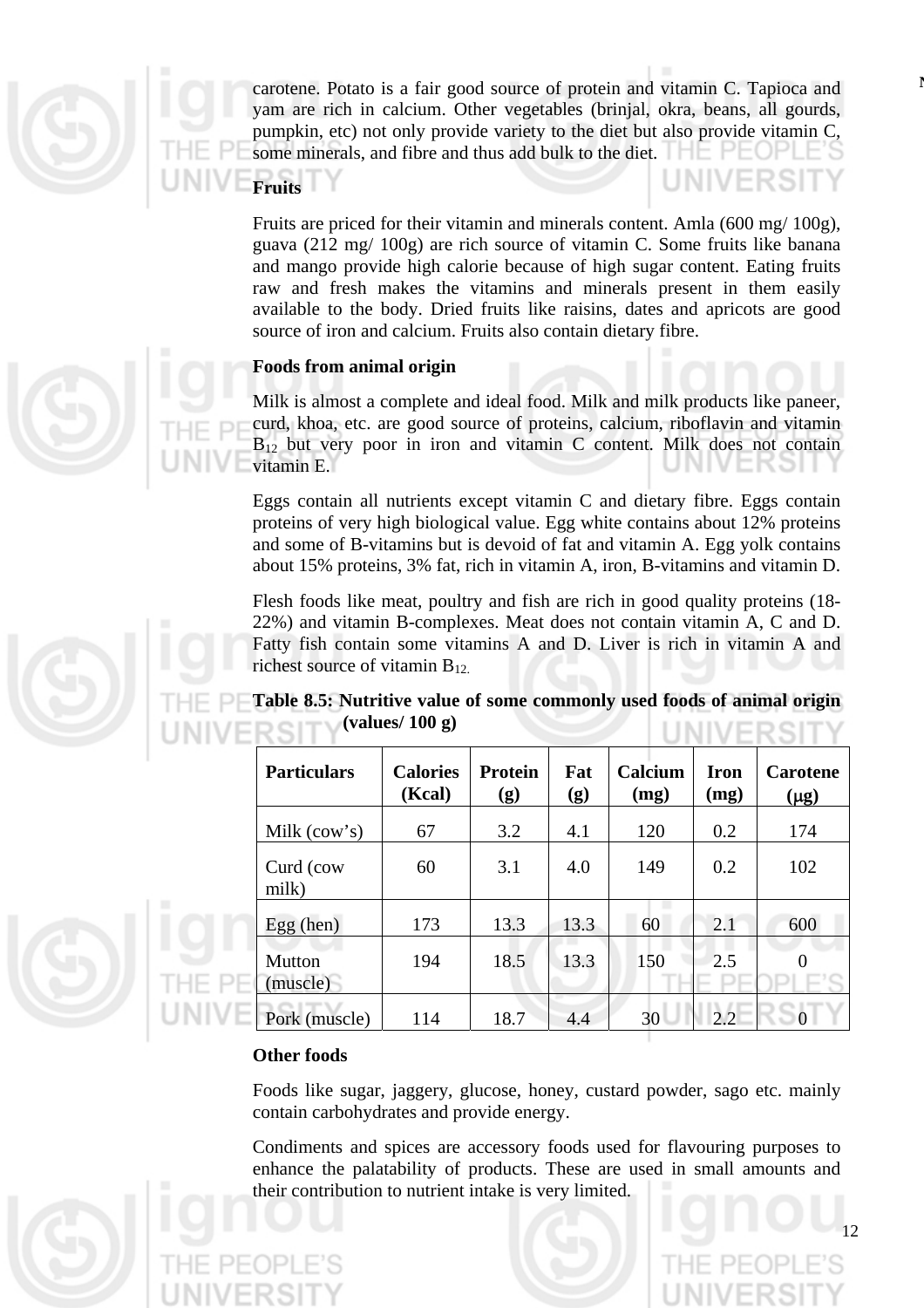carotene. Potato is a fair good source of protein and vitamin C. Tapioca and yam are rich in calcium. Other vegetables (brinjal, okra, beans, all gourds, pumpkin, etc) not only provide variety to the diet but also provide vitamin C, some minerals, and fibre and thus add bulk to the diet.

**Fruits**

Fruits are priced for their vitamin and minerals content. Amla (600 mg/ 100g), guava (212 mg/ 100g) are rich source of vitamin C. Some fruits like banana and mango provide high calorie because of high sugar content. Eating fruits raw and fresh makes the vitamins and minerals present in them easily available to the body. Dried fruits like raisins, dates and apricots are good source of iron and calcium. Fruits also contain dietary fibre.

**Foods from animal origin**

Milk is almost a complete and ideal food. Milk and milk products like paneer, curd, khoa, etc. are good source of proteins, calcium, riboflavin and vitamin $B_{12}$ but very poor in iron and vitamin C content. Milk does not contain vitamin E.

Eggs contain all nutrients except vitamin C and dietary fibre. Eggs contain proteins of very high biological value. Egg white contains about 12% proteins and some of B-vitamins but is devoid of fat and vitamin A. Egg yolk contains about 15% proteins, 3% fat, rich in vitamin A, iron, B-vitamins and vitamin D.

Flesh foods like meat, poultry and fish are rich in good quality proteins (18-22%) and vitamin B-complexes. Meat does not contain vitamin A, C and D. Fatty fish contain some vitamins A and D. Liver is rich in vitamin A and richest source of vitamin $B_{12}$.

**Table 8.5: Nutritive value of some commonly used foods of animal origin (values/ 100 g)**

| Particulars | Calories (Kcal) | Protein (g) | Fat (g) | Calcium (mg) | Iron (mg) | Carotene ($\mu$g) |
|---|---|---|---|---|---|---|
| Milk (cow's) | 67 | 3.2 | 4.1 | 120 | 0.2 | 174 |
| Curd (cow milk) | 60 | 3.1 | 4.0 | 149 | 0.2 | 102 |
| Egg (hen) | 173 | 13.3 | 13.3 | 60 | 2.1 | 600 |
| Mutton (muscle) | 194 | 18.5 | 13.3 | 150 | 2.5 | 0 |
| Pork (muscle) | 114 | 18.7 | 4.4 | 30 | 2.2 | 0 |

**Other foods**

Foods like sugar, jaggery, glucose, honey, custard powder, sago etc. mainly contain carbohydrates and provide energy.

Condiments and spices are accessory foods used for flavouring purposes to enhance the palatability of products. These are used in small amounts and their contribution to nutrient intake is very limited.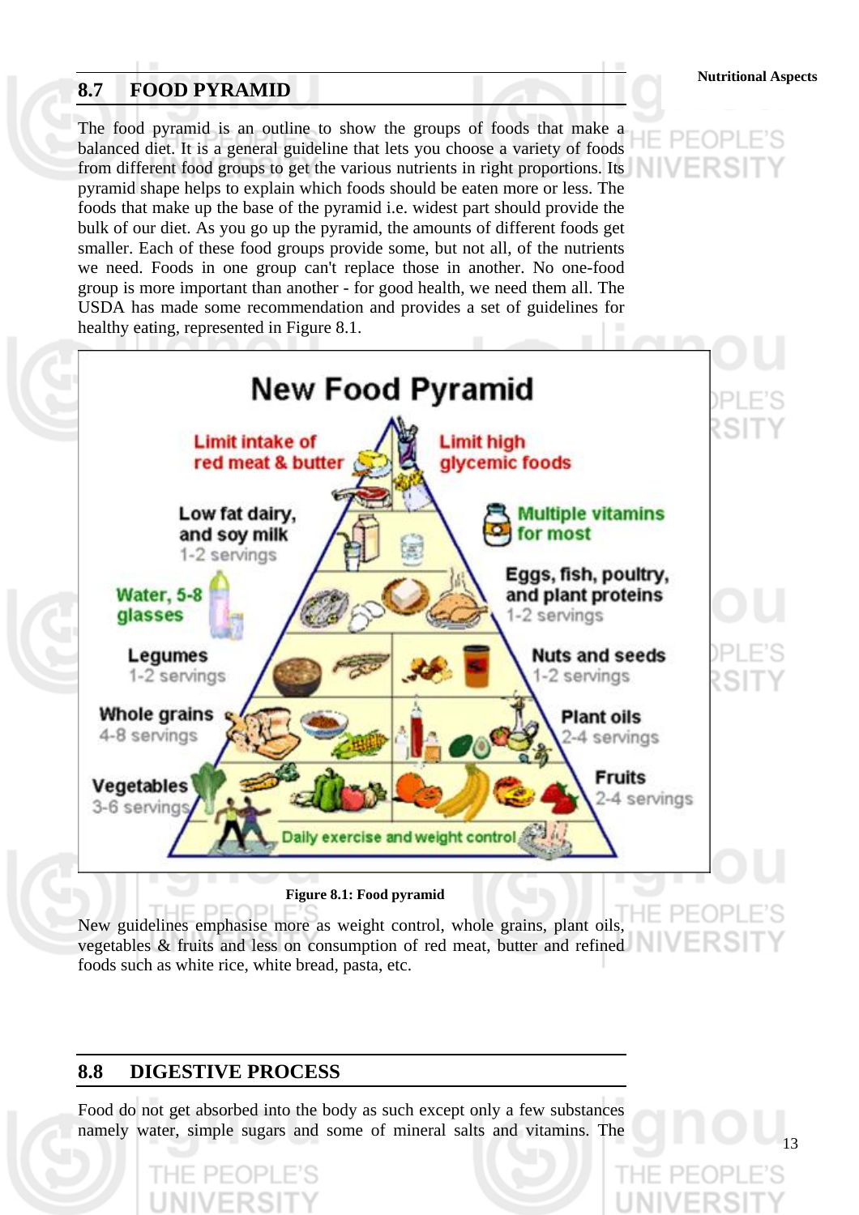## 8.7 FOOD PYRAMID

The food pyramid is an outline to show the groups of foods that make a balanced diet. It is a general guideline that lets you choose a variety of foods from different food groups to get the various nutrients in right proportions. Its pyramid shape helps to explain which foods should be eaten more or less. The foods that make up the base of the pyramid i.e. widest part should provide the bulk of our diet. As you go up the pyramid, the amounts of different foods get smaller. Each of these food groups provide some, but not all, of the nutrients we need. Foods in one group can't replace those in another. No one-food group is more important than another - for good health, we need them all. The USDA has made some recommendation and provides a set of guidelines for healthy eating, represented in Figure 8.1.

**Figure 8.1: Food pyramid**

New guidelines emphasise more as weight control, whole grains, plant oils, vegetables & fruits and less on consumption of red meat, butter and refined foods such as white rice, white bread, pasta, etc.

## 8.8 DIGESTIVE PROCESS

Food do not get absorbed into the body as such except only a few substances namely water, simple sugars and some of mineral salts and vitamins. The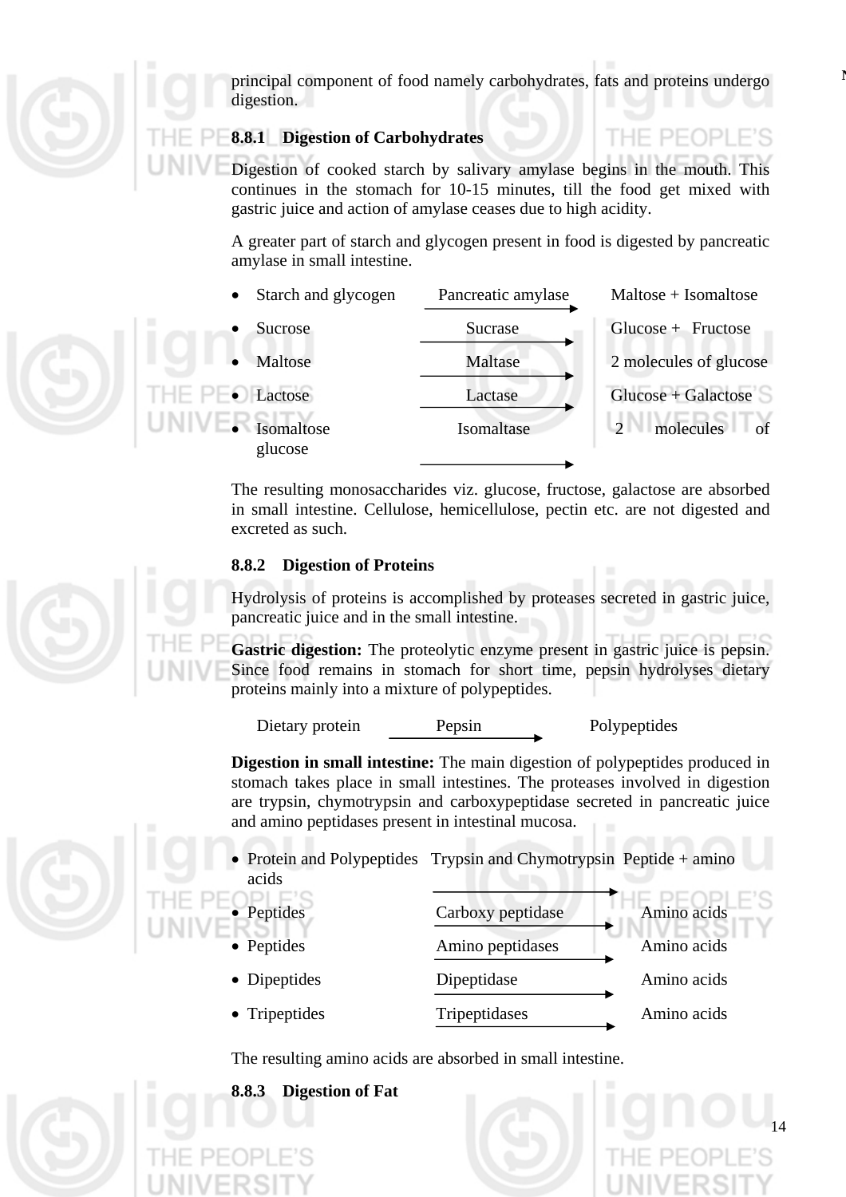principal component of food namely carbohydrates, fats and proteins undergo digestion.

### 8.8.1 Digestion of Carbohydrates

Digestion of cooked starch by salivary amylase begins in the mouth. This continues in the stomach for 10-15 minutes, till the food get mixed with gastric juice and action of amylase ceases due to high acidity.

A greater part of starch and glycogen present in food is digested by pancreatic amylase in small intestine.

- Starch and glycogen $\xrightarrow{\text{Pancreatic amylase}}$ Maltose + Isomaltose
- Sucrose $\xrightarrow{\text{Sucrase}}$ Glucose + Fructose
- Maltose $\xrightarrow{\text{Maltase}}$ 2 molecules of glucose
- Lactose $\xrightarrow{\text{Lactase}}$ Glucose + Galactose
- Isomaltose $\xrightarrow{\text{Isomaltase}}$ 2 molecules of glucose

The resulting monosaccharides viz. glucose, fructose, galactose are absorbed in small intestine. Cellulose, hemicellulose, pectin etc. are not digested and excreted as such.

### 8.8.2 Digestion of Proteins

Hydrolysis of proteins is accomplished by proteases secreted in gastric juice, pancreatic juice and in the small intestine.

**Gastric digestion:** The proteolytic enzyme present in gastric juice is pepsin. Since food remains in stomach for short time, pepsin hydrolyses dietary proteins mainly into a mixture of polypeptides.

Dietary protein $\xrightarrow{\text{Pepsin}}$ Polypeptides

**Digestion in small intestine:** The main digestion of polypeptides produced in stomach takes place in small intestines. The proteases involved in digestion are trypsin, chymotrypsin and carboxypeptidase secreted in pancreatic juice and amino peptidases present in intestinal mucosa.

- Protein and Polypeptides $\xrightarrow{\text{Trypsin and Chymotrypsin}}$ Peptide + amino acids
- Peptides $\xrightarrow{\text{Carboxy peptidase}}$ Amino acids
- Peptides $\xrightarrow{\text{Amino peptidases}}$ Amino acids
- Dipeptides $\xrightarrow{\text{Dipeptidase}}$ Amino acids
- Tripeptides $\xrightarrow{\text{Tripeptidases}}$ Amino acids

The resulting amino acids are absorbed in small intestine.

### 8.8.3 Digestion of Fat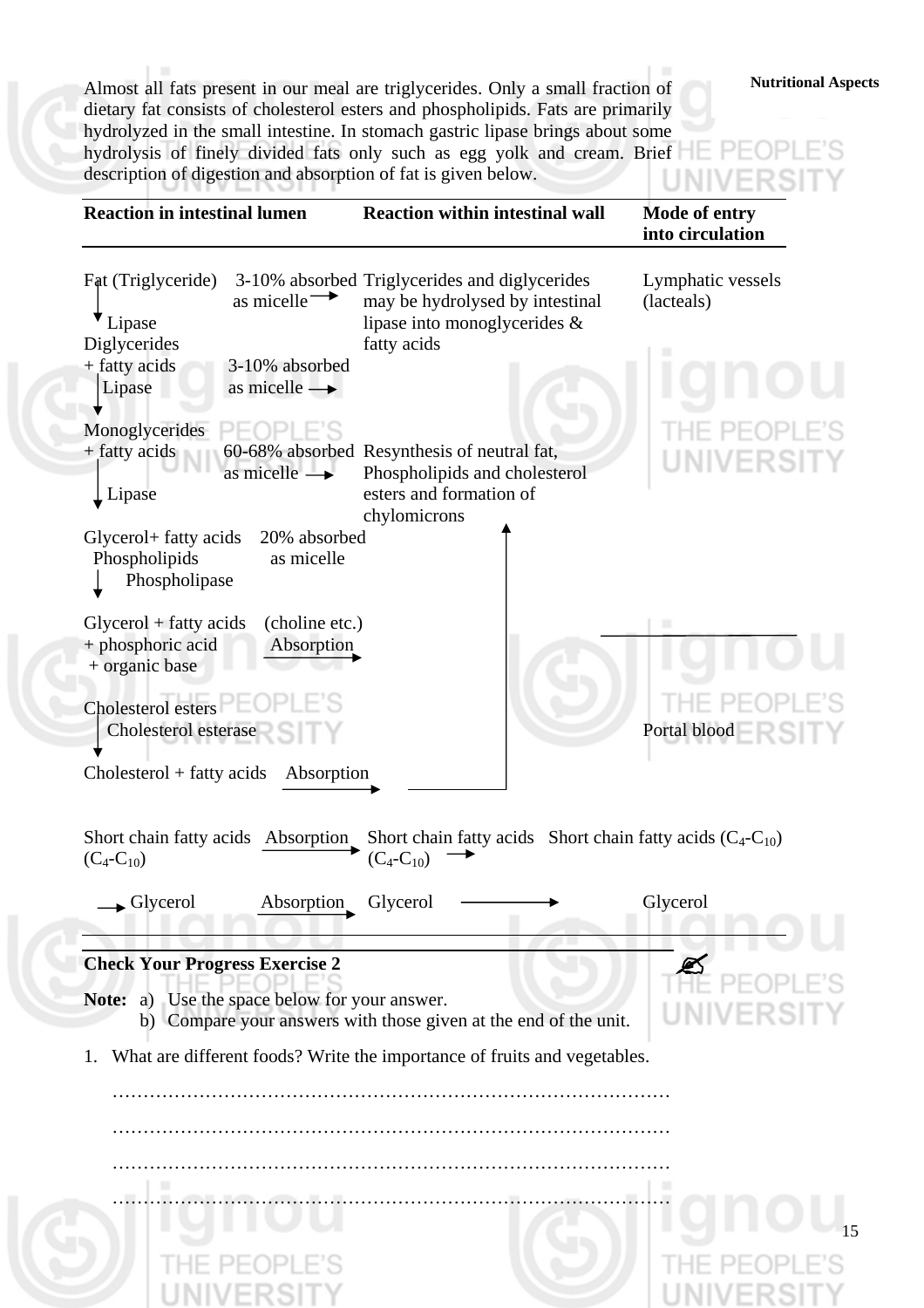Almost all fats present in our meal are triglycerides. Only a small fraction of dietary fat consists of cholesterol esters and phospholipids. Fats are primarily hydrolyzed in the small intestine. In stomach gastric lipase brings about some hydrolysis of finely divided fats only such as egg yolk and cream. Brief description of digestion and absorption of fat is given below.

| Reaction in intestinal lumen | | Reaction within intestinal wall | Mode of entry into circulation |
|---|---|---|---|
| Fat (Triglyceride) ↓ Lipase | 3-10% absorbed as micelle → | Triglycerides and diglycerides may be hydrolysed by intestinal lipase into monoglycerides & fatty acids | Lymphatic vessels (lacteals) |
| Diglycerides + fatty acids ↓ Lipase | 3-10% absorbed as micelle → | | |
| Monoglycerides + fatty acids ↓ Lipase | 60-68% absorbed as micelle → | Resynthesis of neutral fat, Phospholipids and cholesterol esters and formation of chylomicrons | |
| Glycerol + fatty acids | 20% absorbed as micelle | | |
| Phospholipids ↓ Phospholipase | | | |
| Glycerol + fatty acids + phosphoric acid + organic base | (choline etc.) Absorption → | | |
| Cholesterol esters ↓ Cholesterol esterase | | | Portal blood |
| Cholesterol + fatty acids | Absorption → | | |
| Short chain fatty acids ($C_4$-$C_{10}$) | Absorption → | Short chain fatty acids ($C_4$-$C_{10}$) → | Short chain fatty acids ($C_4$-$C_{10}$) |
| → Glycerol | Absorption → | Glycerol → | Glycerol |

**Check Your Progress Exercise 2**

**Note:** a) Use the space below for your answer.
b) Compare your answers with those given at the end of the unit.

1. What are different foods? Write the importance of fruits and vegetables.

………………………………………………………………………………

………………………………………………………………………………

………………………………………………………………………………

………………………………………………………………………………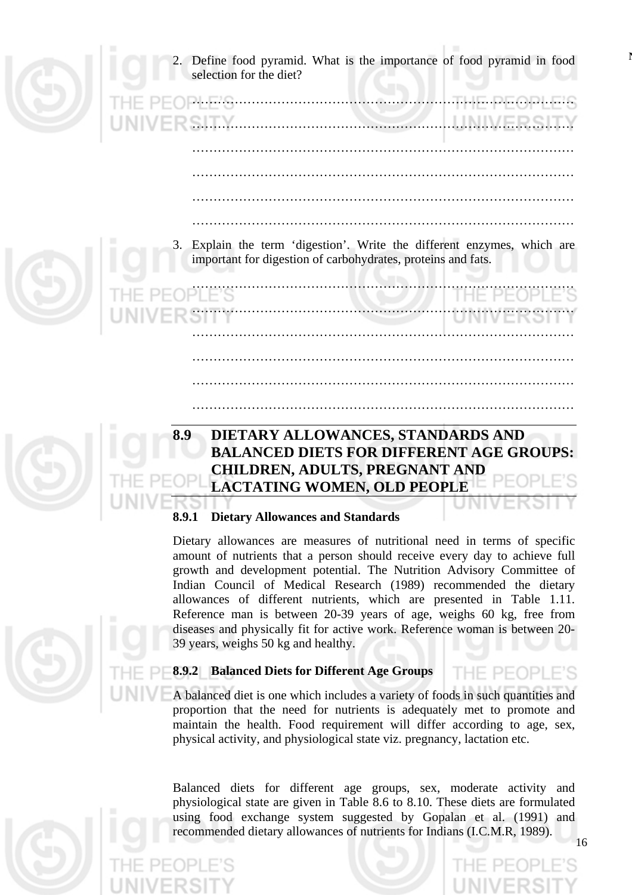2. Define food pyramid. What is the importance of food pyramid in food selection for the diet?

………………………………………………………………………………

………………………………………………………………………………

………………………………………………………………………………

………………………………………………………………………………

………………………………………………………………………………

………………………………………………………………………………

3. Explain the term 'digestion'. Write the different enzymes, which are important for digestion of carbohydrates, proteins and fats.

………………………………………………………………………………

………………………………………………………………………………

………………………………………………………………………………

………………………………………………………………………………

………………………………………………………………………………

………………………………………………………………………………

## 8.9 DIETARY ALLOWANCES, STANDARDS AND BALANCED DIETS FOR DIFFERENT AGE GROUPS: CHILDREN, ADULTS, PREGNANT AND LACTATING WOMEN, OLD PEOPLE

### 8.9.1 Dietary Allowances and Standards

Dietary allowances are measures of nutritional need in terms of specific amount of nutrients that a person should receive every day to achieve full growth and development potential. The Nutrition Advisory Committee of Indian Council of Medical Research (1989) recommended the dietary allowances of different nutrients, which are presented in Table 1.11. Reference man is between 20-39 years of age, weighs 60 kg, free from diseases and physically fit for active work. Reference woman is between 20-39 years, weighs 50 kg and healthy.

### 8.9.2 Balanced Diets for Different Age Groups

A balanced diet is one which includes a variety of foods in such quantities and proportion that the need for nutrients is adequately met to promote and maintain the health. Food requirement will differ according to age, sex, physical activity, and physiological state viz. pregnancy, lactation etc.

Balanced diets for different age groups, sex, moderate activity and physiological state are given in Table 8.6 to 8.10. These diets are formulated using food exchange system suggested by Gopalan et al. (1991) and recommended dietary allowances of nutrients for Indians (I.C.M.R, 1989).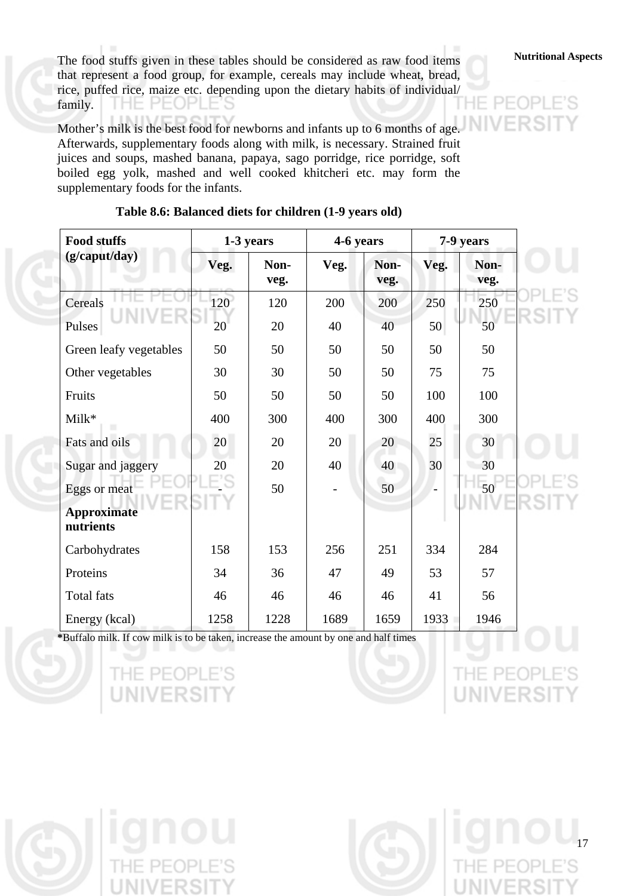The food stuffs given in these tables should be considered as raw food items that represent a food group, for example, cereals may include wheat, bread, rice, puffed rice, maize etc. depending upon the dietary habits of individual/ family.

Mother's milk is the best food for newborns and infants up to 6 months of age. Afterwards, supplementary foods along with milk, is necessary. Strained fruit juices and soups, mashed banana, papaya, sago porridge, rice porridge, soft boiled egg yolk, mashed and well cooked khitcheri etc. may form the supplementary foods for the infants.

**Table 8.6: Balanced diets for children (1-9 years old)**

| Food stuffs (g/caput/day) | 1-3 years | | 4-6 years | | 7-9 years | |
|---|---|---|---|---|---|---|
| | Veg. | Non-veg. | Veg. | Non-veg. | Veg. | Non-veg. |
| Cereals | 120 | 120 | 200 | 200 | 250 | 250 |
| Pulses | 20 | 20 | 40 | 40 | 50 | 50 |
| Green leafy vegetables | 50 | 50 | 50 | 50 | 50 | 50 |
| Other vegetables | 30 | 30 | 50 | 50 | 75 | 75 |
| Fruits | 50 | 50 | 50 | 50 | 100 | 100 |
| Milk* | 400 | 300 | 400 | 300 | 400 | 300 |
| Fats and oils | 20 | 20 | 20 | 20 | 25 | 30 |
| Sugar and jaggery | 20 | 20 | 40 | 40 | 30 | 30 |
| Eggs or meat | - | 50 | - | 50 | - | 50 |
| **Approximate nutrients** | | | | | | |
| Carbohydrates | 158 | 153 | 256 | 251 | 334 | 284 |
| Proteins | 34 | 36 | 47 | 49 | 53 | 57 |
| Total fats | 46 | 46 | 46 | 46 | 41 | 56 |
| Energy (kcal) | 1258 | 1228 | 1689 | 1659 | 1933 | 1946 |

*Buffalo milk. If cow milk is to be taken, increase the amount by one and half times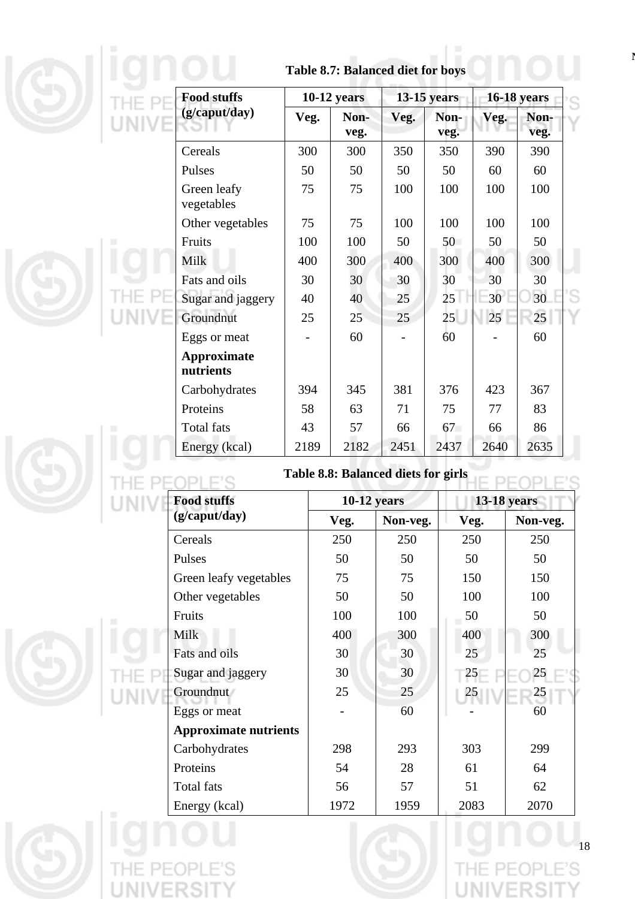**Table 8.7: Balanced diet for boys**

| Food stuffs (g/caput/day) | 10-12 years | | 13-15 years | | 16-18 years | |
|---|---|---|---|---|---|---|
| | Veg. | Non-veg. | Veg. | Non-veg. | Veg. | Non-veg. |
| Cereals | 300 | 300 | 350 | 350 | 390 | 390 |
| Pulses | 50 | 50 | 50 | 50 | 60 | 60 |
| Green leafy vegetables | 75 | 75 | 100 | 100 | 100 | 100 |
| Other vegetables | 75 | 75 | 100 | 100 | 100 | 100 |
| Fruits | 100 | 100 | 50 | 50 | 50 | 50 |
| Milk | 400 | 300 | 400 | 300 | 400 | 300 |
| Fats and oils | 30 | 30 | 30 | 30 | 30 | 30 |
| Sugar and jaggery | 40 | 40 | 25 | 25 | 30 | 30 |
| Groundnut | 25 | 25 | 25 | 25 | 25 | 25 |
| Eggs or meat | - | 60 | - | 60 | - | 60 |
| **Approximate nutrients** | | | | | | |
| Carbohydrates | 394 | 345 | 381 | 376 | 423 | 367 |
| Proteins | 58 | 63 | 71 | 75 | 77 | 83 |
| Total fats | 43 | 57 | 66 | 67 | 66 | 86 |
| Energy (kcal) | 2189 | 2182 | 2451 | 2437 | 2640 | 2635 |

**Table 8.8: Balanced diets for girls**

| Food stuffs (g/caput/day) | 10-12 years | | 13-18 years | |
|---|---|---|---|---|
| | Veg. | Non-veg. | Veg. | Non-veg. |
| Cereals | 250 | 250 | 250 | 250 |
| Pulses | 50 | 50 | 50 | 50 |
| Green leafy vegetables | 75 | 75 | 150 | 150 |
| Other vegetables | 50 | 50 | 100 | 100 |
| Fruits | 100 | 100 | 50 | 50 |
| Milk | 400 | 300 | 400 | 300 |
| Fats and oils | 30 | 30 | 25 | 25 |
| Sugar and jaggery | 30 | 30 | 25 | 25 |
| Groundnut | 25 | 25 | 25 | 25 |
| Eggs or meat | - | 60 | - | 60 |
| **Approximate nutrients** | | | | |
| Carbohydrates | 298 | 293 | 303 | 299 |
| Proteins | 54 | 28 | 61 | 64 |
| Total fats | 56 | 57 | 51 | 62 |
| Energy (kcal) | 1972 | 1959 | 2083 | 2070 |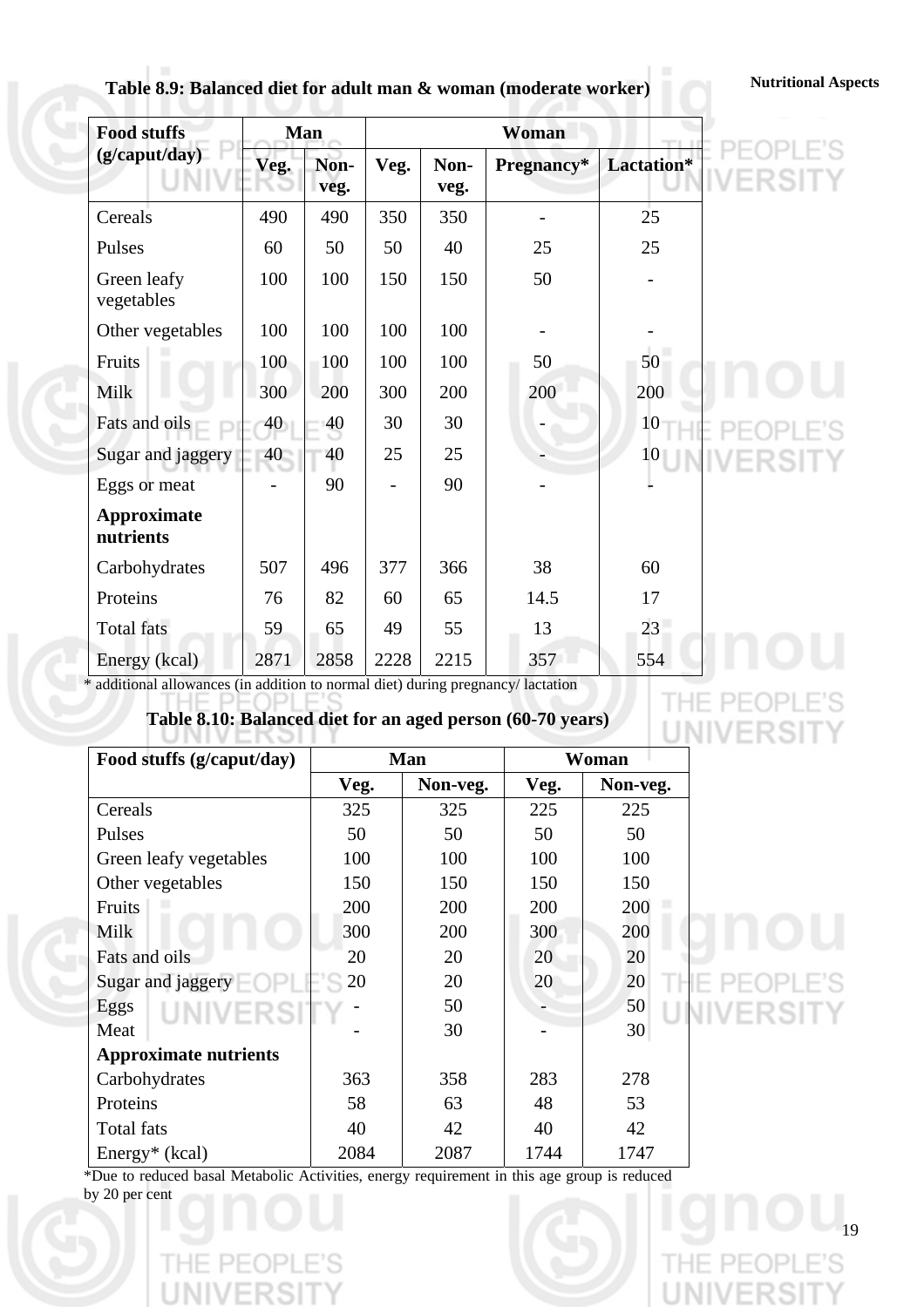**Table 8.9: Balanced diet for adult man & woman (moderate worker)**

| Food stuffs (g/caput/day) | Man | | Woman | | | |
|---|---|---|---|---|---|---|
| | Veg. | Non-veg. | Veg. | Non-veg. | Pregnancy* | Lactation* |
| Cereals | 490 | 490 | 350 | 350 | - | 25 |
| Pulses | 60 | 50 | 50 | 40 | 25 | 25 |
| Green leafy vegetables | 100 | 100 | 150 | 150 | 50 | - |
| Other vegetables | 100 | 100 | 100 | 100 | - | - |
| Fruits | 100 | 100 | 100 | 100 | 50 | 50 |
| Milk | 300 | 200 | 300 | 200 | 200 | 200 |
| Fats and oils | 40 | 40 | 30 | 30 | - | 10 |
| Sugar and jaggery | 40 | 40 | 25 | 25 | - | 10 |
| Eggs or meat | - | 90 | - | 90 | - | - |
| **Approximate nutrients** | | | | | | |
| Carbohydrates | 507 | 496 | 377 | 366 | 38 | 60 |
| Proteins | 76 | 82 | 60 | 65 | 14.5 | 17 |
| Total fats | 59 | 65 | 49 | 55 | 13 | 23 |
| Energy (kcal) | 2871 | 2858 | 2228 | 2215 | 357 | 554 |

\* additional allowances (in addition to normal diet) during pregnancy/ lactation

**Table 8.10: Balanced diet for an aged person (60-70 years)**

| Food stuffs (g/caput/day) | Man | | Woman | |
|---|---|---|---|---|
| | Veg. | Non-veg. | Veg. | Non-veg. |
| Cereals | 325 | 325 | 225 | 225 |
| Pulses | 50 | 50 | 50 | 50 |
| Green leafy vegetables | 100 | 100 | 100 | 100 |
| Other vegetables | 150 | 150 | 150 | 150 |
| Fruits | 200 | 200 | 200 | 200 |
| Milk | 300 | 200 | 300 | 200 |
| Fats and oils | 20 | 20 | 20 | 20 |
| Sugar and jaggery | 20 | 20 | 20 | 20 |
| Eggs | - | 50 | - | 50 |
| Meat | - | 30 | - | 30 |
| **Approximate nutrients** | | | | |
| Carbohydrates | 363 | 358 | 283 | 278 |
| Proteins | 58 | 63 | 48 | 53 |
| Total fats | 40 | 42 | 40 | 42 |
| Energy* (kcal) | 2084 | 2087 | 1744 | 1747 |

\*Due to reduced basal Metabolic Activities, energy requirement in this age group is reduced by 20 per cent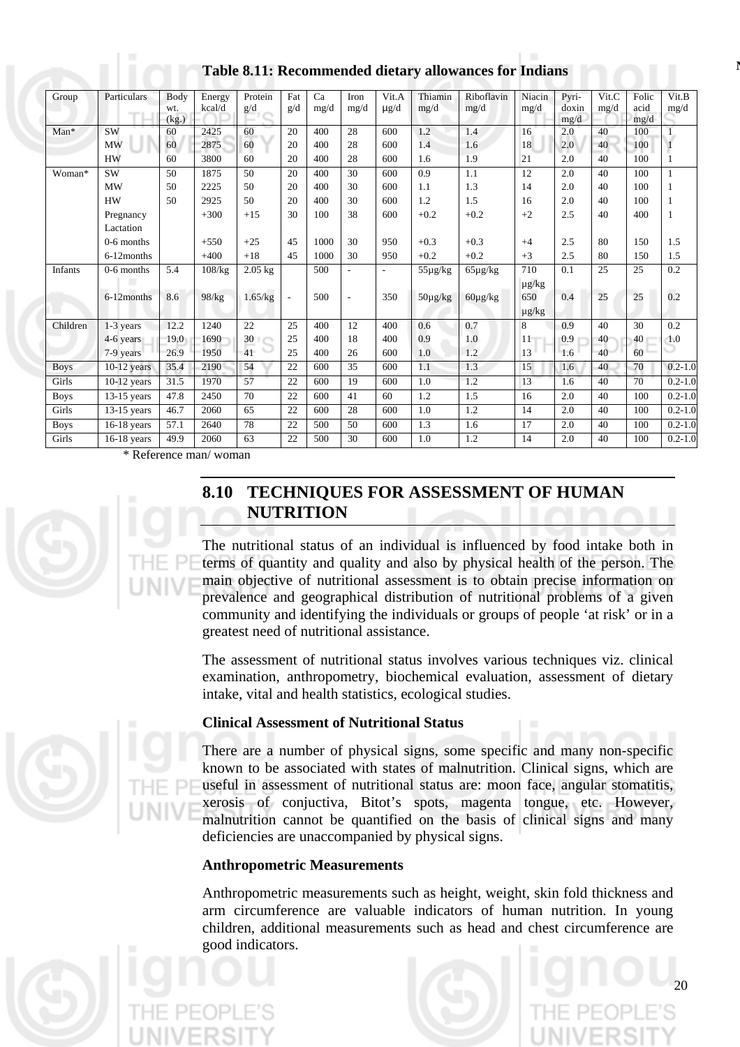**Table 8.11: Recommended dietary allowances for Indians**

| Group | Particulars | Body wt. (kg.) | Energy kcal/d | Protein g/d | Fat g/d | Ca mg/d | Iron mg/d | Vit.A µg/d | Thiamin mg/d | Riboflavin mg/d | Niacin mg/d | Pyri-doxin mg/d | Vit.C mg/d | Folic acid mg/d | Vit.B mg/d |
|---|---|---|---|---|---|---|---|---|---|---|---|---|---|---|---|
| Man* | SW | 60 | 2425 | 60 | 20 | 400 | 28 | 600 | 1.2 | 1.4 | 16 | 2.0 | 40 | 100 | 1 |
| | MW | 60 | 2875 | 60 | 20 | 400 | 28 | 600 | 1.4 | 1.6 | 18 | 2.0 | 40 | 100 | 1 |
| | HW | 60 | 3800 | 60 | 20 | 400 | 28 | 600 | 1.6 | 1.9 | 21 | 2.0 | 40 | 100 | 1 |
| Woman* | SW | 50 | 1875 | 50 | 20 | 400 | 30 | 600 | 0.9 | 1.1 | 12 | 2.0 | 40 | 100 | 1 |
| | MW | 50 | 2225 | 50 | 20 | 400 | 30 | 600 | 1.1 | 1.3 | 14 | 2.0 | 40 | 100 | 1 |
| | HW | 50 | 2925 | 50 | 20 | 400 | 30 | 600 | 1.2 | 1.5 | 16 | 2.0 | 40 | 100 | 1 |
| | Pregnancy | | +300 | +15 | 30 | 100 | 38 | 600 | +0.2 | +0.2 | +2 | 2.5 | 40 | 400 | 1 |
| | Lactation | | | | | | | | | | | | | | |
| | 0-6 months | | +550 | +25 | 45 | 1000 | 30 | 950 | +0.3 | +0.3 | +4 | 2.5 | 80 | 150 | 1.5 |
| | 6-12months | | +400 | +18 | 45 | 1000 | 30 | 950 | +0.2 | +0.2 | +3 | 2.5 | 80 | 150 | 1.5 |
| Infants | 0-6 months | 5.4 | 108/kg | 2.05 kg | | 500 | - | - | 55µg/kg | 65µg/kg | 710 µg/kg | 0.1 | 25 | 25 | 0.2 |
| | 6-12months | 8.6 | 98/kg | 1.65/kg | - | 500 | - | 350 | 50µg/kg | 60µg/kg | 650 µg/kg | 0.4 | 25 | 25 | 0.2 |
| Children | 1-3 years | 12.2 | 1240 | 22 | 25 | 400 | 12 | 400 | 0.6 | 0.7 | 8 | 0.9 | 40 | 30 | 0.2 |
| | 4-6 years | 19.0 | 1690 | 30 | 25 | 400 | 18 | 400 | 0.9 | 1.0 | 11 | 0.9 | 40 | 40 | 1.0 |
| | 7-9 years | 26.9 | 1950 | 41 | 25 | 400 | 26 | 600 | 1.0 | 1.2 | 13 | 1.6 | 40 | 60 | |
| Boys | 10-12 years | 35.4 | 2190 | 54 | 22 | 600 | 35 | 600 | 1.1 | 1.3 | 15 | 1.6 | 40 | 70 | 0.2-1.0 |
| Girls | 10-12 years | 31.5 | 1970 | 57 | 22 | 600 | 19 | 600 | 1.0 | 1.2 | 13 | 1.6 | 40 | 70 | 0.2-1.0 |
| Boys | 13-15 years | 47.8 | 2450 | 70 | 22 | 600 | 41 | 60 | 1.2 | 1.5 | 16 | 2.0 | 40 | 100 | 0.2-1.0 |
| Girls | 13-15 years | 46.7 | 2060 | 65 | 22 | 600 | 28 | 600 | 1.0 | 1.2 | 14 | 2.0 | 40 | 100 | 0.2-1.0 |
| Boys | 16-18 years | 57.1 | 2640 | 78 | 22 | 500 | 50 | 600 | 1.3 | 1.6 | 17 | 2.0 | 40 | 100 | 0.2-1.0 |
| Girls | 16-18 years | 49.9 | 2060 | 63 | 22 | 500 | 30 | 600 | 1.0 | 1.2 | 14 | 2.0 | 40 | 100 | 0.2-1.0 |

\* Reference man/ woman

## 8.10 TECHNIQUES FOR ASSESSMENT OF HUMAN NUTRITION

The nutritional status of an individual is influenced by food intake both in terms of quantity and quality and also by physical health of the person. The main objective of nutritional assessment is to obtain precise information on prevalence and geographical distribution of nutritional problems of a given community and identifying the individuals or groups of people 'at risk' or in a greatest need of nutritional assistance.

The assessment of nutritional status involves various techniques viz. clinical examination, anthropometry, biochemical evaluation, assessment of dietary intake, vital and health statistics, ecological studies.

**Clinical Assessment of Nutritional Status**

There are a number of physical signs, some specific and many non-specific known to be associated with states of malnutrition. Clinical signs, which are useful in assessment of nutritional status are: moon face, angular stomatitis, xerosis of conjuctiva, Bitot's spots, magenta tongue, etc. However, malnutrition cannot be quantified on the basis of clinical signs and many deficiencies are unaccompanied by physical signs.

**Anthropometric Measurements**

Anthropometric measurements such as height, weight, skin fold thickness and arm circumference are valuable indicators of human nutrition. In young children, additional measurements such as head and chest circumference are good indicators.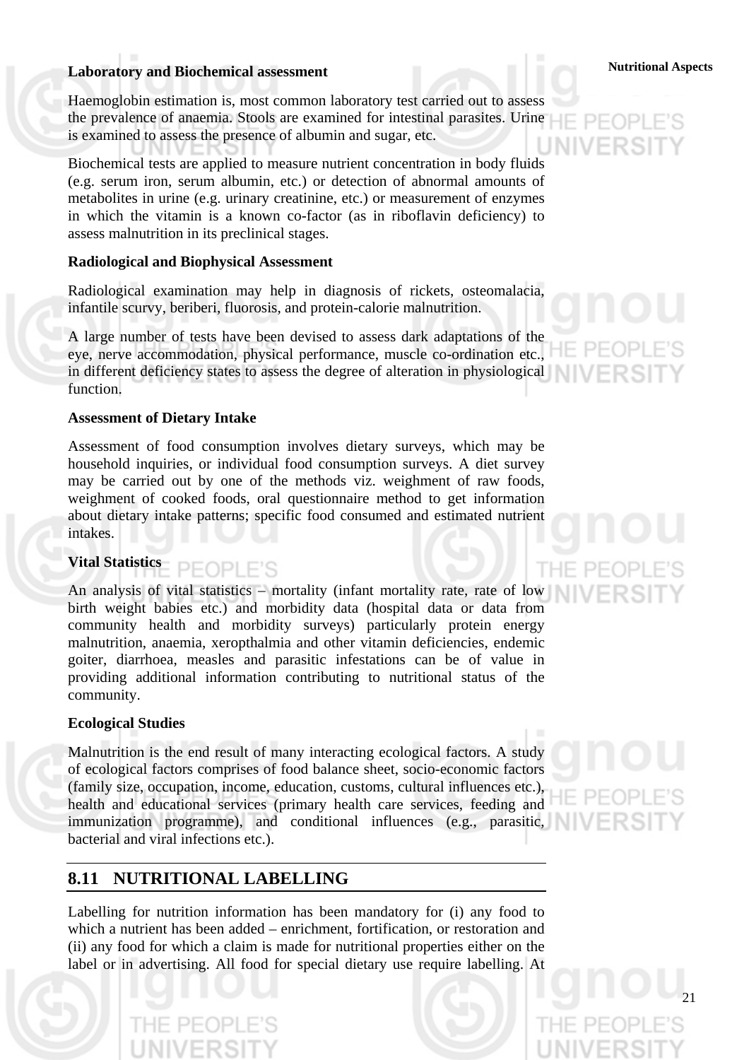**Laboratory and Biochemical assessment**

Haemoglobin estimation is, most common laboratory test carried out to assess the prevalence of anaemia. Stools are examined for intestinal parasites. Urine is examined to assess the presence of albumin and sugar, etc.

Biochemical tests are applied to measure nutrient concentration in body fluids (e.g. serum iron, serum albumin, etc.) or detection of abnormal amounts of metabolites in urine (e.g. urinary creatinine, etc.) or measurement of enzymes in which the vitamin is a known co-factor (as in riboflavin deficiency) to assess malnutrition in its preclinical stages.

**Radiological and Biophysical Assessment**

Radiological examination may help in diagnosis of rickets, osteomalacia, infantile scurvy, beriberi, fluorosis, and protein-calorie malnutrition.

A large number of tests have been devised to assess dark adaptations of the eye, nerve accommodation, physical performance, muscle co-ordination etc., in different deficiency states to assess the degree of alteration in physiological function.

**Assessment of Dietary Intake**

Assessment of food consumption involves dietary surveys, which may be household inquiries, or individual food consumption surveys. A diet survey may be carried out by one of the methods viz. weighment of raw foods, weighment of cooked foods, oral questionnaire method to get information about dietary intake patterns; specific food consumed and estimated nutrient intakes.

**Vital Statistics**

An analysis of vital statistics – mortality (infant mortality rate, rate of low birth weight babies etc.) and morbidity data (hospital data or data from community health and morbidity surveys) particularly protein energy malnutrition, anaemia, xeropthalmia and other vitamin deficiencies, endemic goiter, diarrhoea, measles and parasitic infestations can be of value in providing additional information contributing to nutritional status of the community.

**Ecological Studies**

Malnutrition is the end result of many interacting ecological factors. A study of ecological factors comprises of food balance sheet, socio-economic factors (family size, occupation, income, education, customs, cultural influences etc.), health and educational services (primary health care services, feeding and immunization programme), and conditional influences (e.g., parasitic, bacterial and viral infections etc.).

## 8.11 NUTRITIONAL LABELLING

Labelling for nutrition information has been mandatory for (i) any food to which a nutrient has been added – enrichment, fortification, or restoration and (ii) any food for which a claim is made for nutritional properties either on the label or in advertising. All food for special dietary use require labelling. At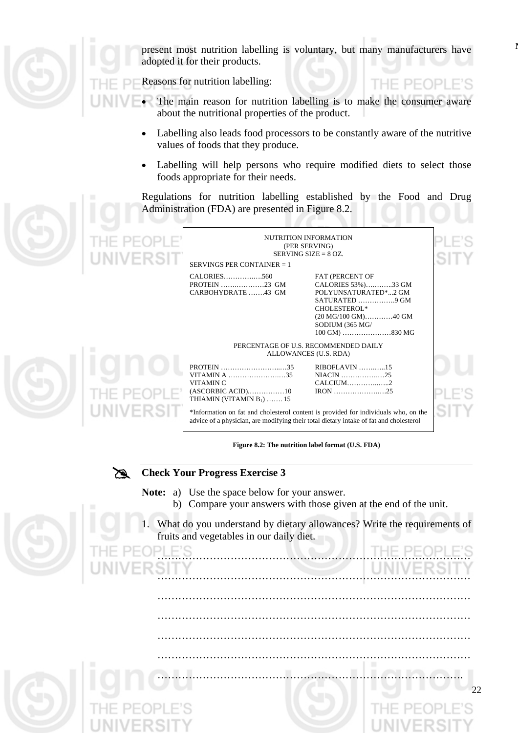present most nutrition labelling is voluntary, but many manufacturers have adopted it for their products.

Reasons for nutrition labelling:

- The main reason for nutrition labelling is to make the consumer aware about the nutritional properties of the product.
- Labelling also leads food processors to be constantly aware of the nutritive values of foods that they produce.
- Labelling will help persons who require modified diets to select those foods appropriate for their needs.

Regulations for nutrition labelling established by the Food and Drug Administration (FDA) are presented in Figure 8.2.

NUTRITION INFORMATION
(PER SERVING)
SERVING SIZE = 8 OZ.

SERVINGS PER CONTAINER = 1

| | |
|---|---|
| CALORIES……………..560 | FAT (PERCENT OF CALORIES 53%)………..33 GM |
| PROTEIN ……………….23 GM | POLYUNSATURATED*...2 GM |
| CARBOHYDRATE …….43 GM | SATURATED …………….9 GM |
| | CHOLESTEROL* (20 MG/100 GM)…………40 GM |
| | SODIUM (365 MG/ 100 GM) …………………830 MG |

PERCENTAGE OF U.S. RECOMMENDED DAILY ALLOWANCES (U.S. RDA)

| | |
|---|---|
| PROTEIN ……………………….35 | RIBOFLAVIN ………..15 |
| VITAMIN A …………………….35 | NIACIN ………………25 |
| VITAMIN C (ASCORBIC ACID)…………….10 | CALCIUM…………….2 |
| THIAMIN (VITAMIN $B_1$) ……. 15 | IRON ………………….25 |

*Information on fat and cholesterol content is provided for individuals who, on the advice of a physician, are modifying their total dietary intake of fat and cholesterol

**Figure 8.2: The nutrition label format (U.S. FDA)**

## Check Your Progress Exercise 3

**Note:** a) Use the space below for your answer.
b) Compare your answers with those given at the end of the unit.

1. What do you understand by dietary allowances? Write the requirements of fruits and vegetables in our daily diet.

……………………………………………………………………………………
……………………………………………………………………………………
……………………………………………………………………………………
……………………………………………………………………………………
……………………………………………………………………………………
……………………………………………………………………………………
……………………………………………………………………………………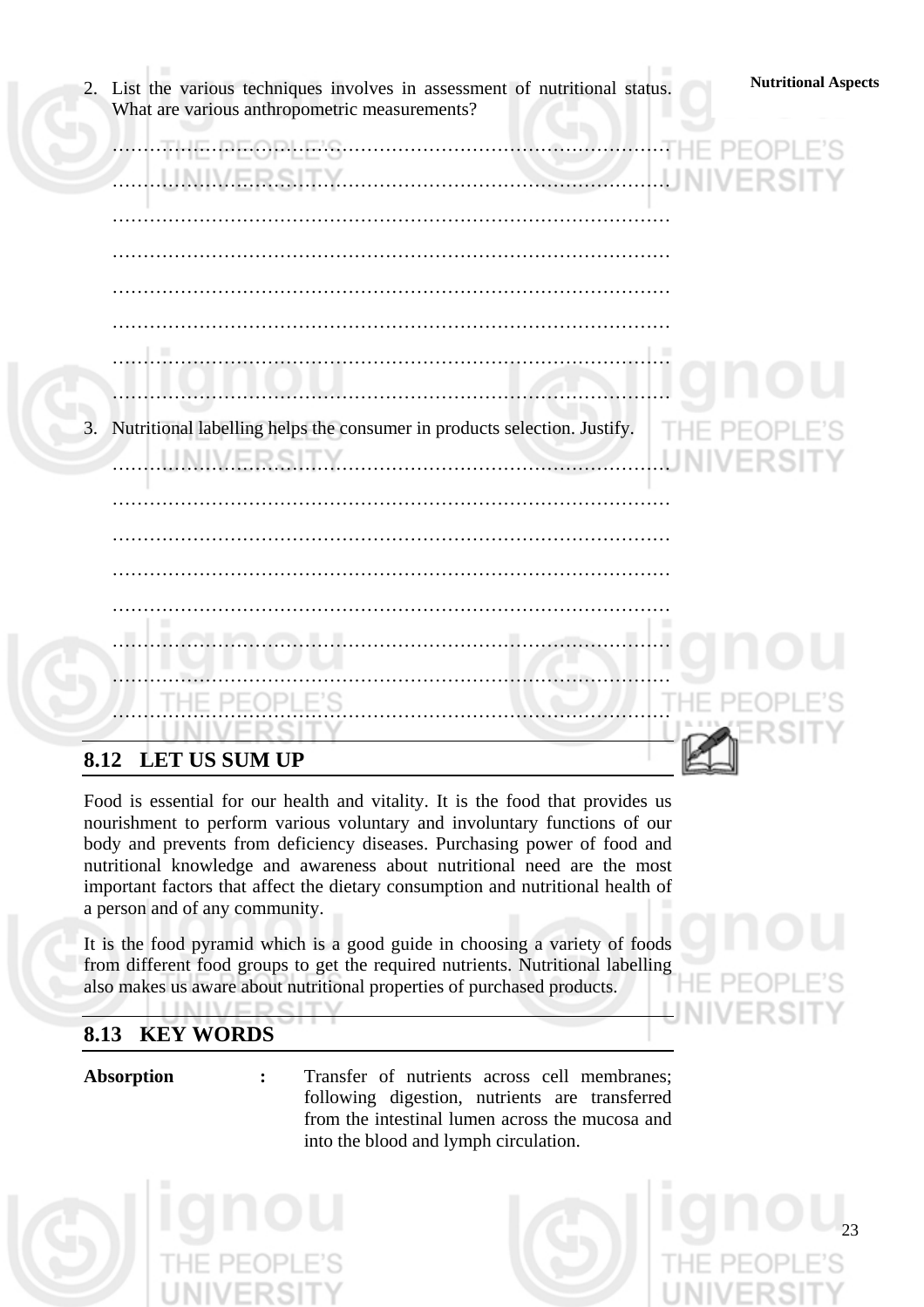2. List the various techniques involves in assessment of nutritional status. What are various anthropometric measurements?

……………………………………………………………………………………

……………………………………………………………………………………

……………………………………………………………………………………

……………………………………………………………………………………

……………………………………………………………………………………

……………………………………………………………………………………

……………………………………………………………………………………

……………………………………………………………………………………

3. Nutritional labelling helps the consumer in products selection. Justify.

……………………………………………………………………………………

……………………………………………………………………………………

……………………………………………………………………………………

……………………………………………………………………………………

……………………………………………………………………………………

……………………………………………………………………………………

……………………………………………………………………………………

……………………………………………………………………………………

## 8.12 LET US SUM UP

Food is essential for our health and vitality. It is the food that provides us nourishment to perform various voluntary and involuntary functions of our body and prevents from deficiency diseases. Purchasing power of food and nutritional knowledge and awareness about nutritional need are the most important factors that affect the dietary consumption and nutritional health of a person and of any community.

It is the food pyramid which is a good guide in choosing a variety of foods from different food groups to get the required nutrients. Nutritional labelling also makes us aware about nutritional properties of purchased products.

## 8.13 KEY WORDS

**Absorption** : Transfer of nutrients across cell membranes; following digestion, nutrients are transferred from the intestinal lumen across the mucosa and into the blood and lymph circulation.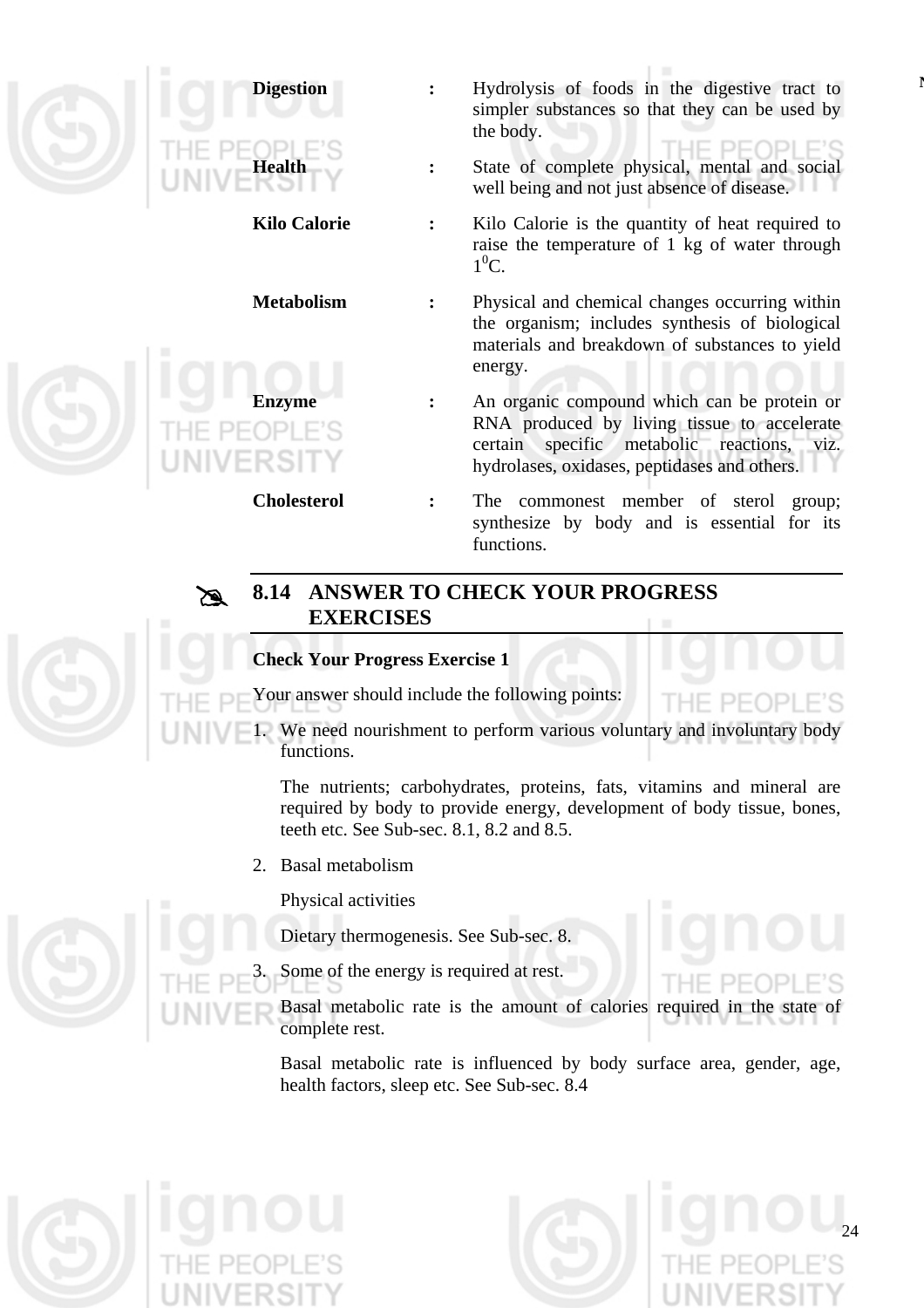| | | |
|---|---|---|
| **Digestion** | : | Hydrolysis of foods in the digestive tract to simpler substances so that they can be used by the body. |
| **Health** | : | State of complete physical, mental and social well being and not just absence of disease. |
| **Kilo Calorie** | : | Kilo Calorie is the quantity of heat required to raise the temperature of 1 kg of water through $1^0$C. |
| **Metabolism** | : | Physical and chemical changes occurring within the organism; includes synthesis of biological materials and breakdown of substances to yield energy. |
| **Enzyme** | : | An organic compound which can be protein or RNA produced by living tissue to accelerate certain specific metabolic reactions, viz. hydrolases, oxidases, peptidases and others. |
| **Cholesterol** | : | The commonest member of sterol group; synthesize by body and is essential for its functions. |

## 8.14 ANSWER TO CHECK YOUR PROGRESS EXERCISES

**Check Your Progress Exercise 1**

Your answer should include the following points:

1. We need nourishment to perform various voluntary and involuntary body functions.

   The nutrients; carbohydrates, proteins, fats, vitamins and mineral are required by body to provide energy, development of body tissue, bones, teeth etc. See Sub-sec. 8.1, 8.2 and 8.5.

2. Basal metabolism

   Physical activities

   Dietary thermogenesis. See Sub-sec. 8.

3. Some of the energy is required at rest.

   Basal metabolic rate is the amount of calories required in the state of complete rest.

   Basal metabolic rate is influenced by body surface area, gender, age, health factors, sleep etc. See Sub-sec. 8.4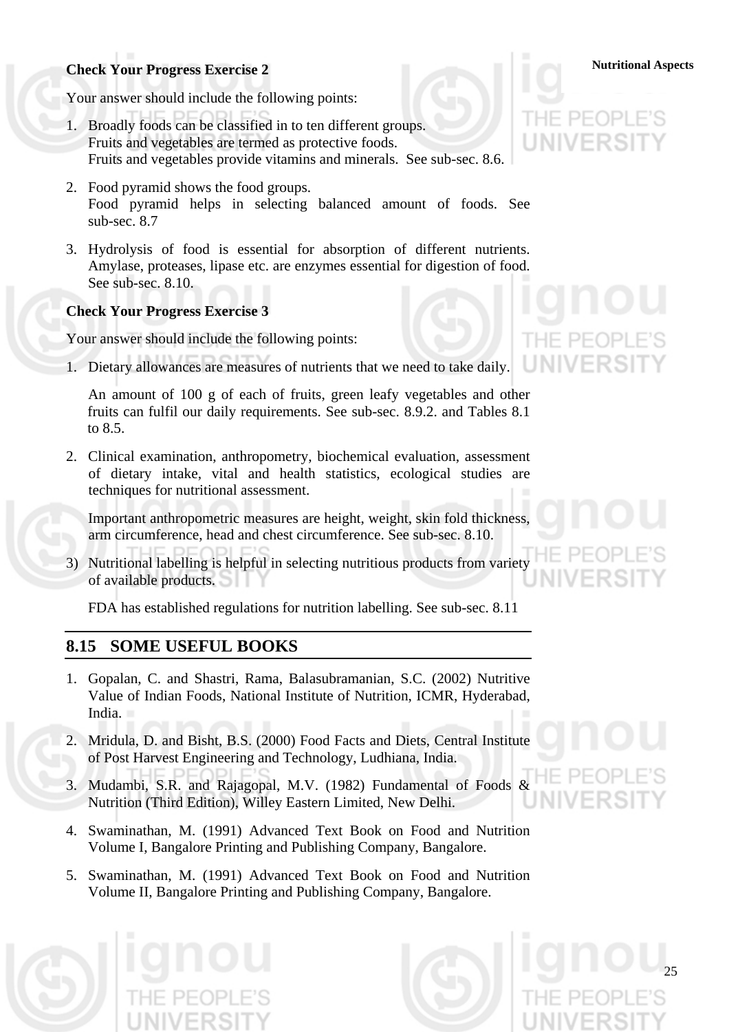**Check Your Progress Exercise 2**

Your answer should include the following points:

1. Broadly foods can be classified in to ten different groups.
   Fruits and vegetables are termed as protective foods.
   Fruits and vegetables provide vitamins and minerals. See sub-sec. 8.6.

2. Food pyramid shows the food groups.
   Food pyramid helps in selecting balanced amount of foods. See sub-sec. 8.7

3. Hydrolysis of food is essential for absorption of different nutrients. Amylase, proteases, lipase etc. are enzymes essential for digestion of food. See sub-sec. 8.10.

**Check Your Progress Exercise 3**

Your answer should include the following points:

1. Dietary allowances are measures of nutrients that we need to take daily.

   An amount of 100 g of each of fruits, green leafy vegetables and other fruits can fulfil our daily requirements. See sub-sec. 8.9.2. and Tables 8.1 to 8.5.

2. Clinical examination, anthropometry, biochemical evaluation, assessment of dietary intake, vital and health statistics, ecological studies are techniques for nutritional assessment.

   Important anthropometric measures are height, weight, skin fold thickness, arm circumference, head and chest circumference. See sub-sec. 8.10.

3) Nutritional labelling is helpful in selecting nutritious products from variety of available products.

   FDA has established regulations for nutrition labelling. See sub-sec. 8.11

## 8.15 SOME USEFUL BOOKS

1. Gopalan, C. and Shastri, Rama, Balasubramanian, S.C. (2002) Nutritive Value of Indian Foods, National Institute of Nutrition, ICMR, Hyderabad, India.

2. Mridula, D. and Bisht, B.S. (2000) Food Facts and Diets, Central Institute of Post Harvest Engineering and Technology, Ludhiana, India.

3. Mudambi, S.R. and Rajagopal, M.V. (1982) Fundamental of Foods & Nutrition (Third Edition), Willey Eastern Limited, New Delhi.

4. Swaminathan, M. (1991) Advanced Text Book on Food and Nutrition Volume I, Bangalore Printing and Publishing Company, Bangalore.

5. Swaminathan, M. (1991) Advanced Text Book on Food and Nutrition Volume II, Bangalore Printing and Publishing Company, Bangalore.